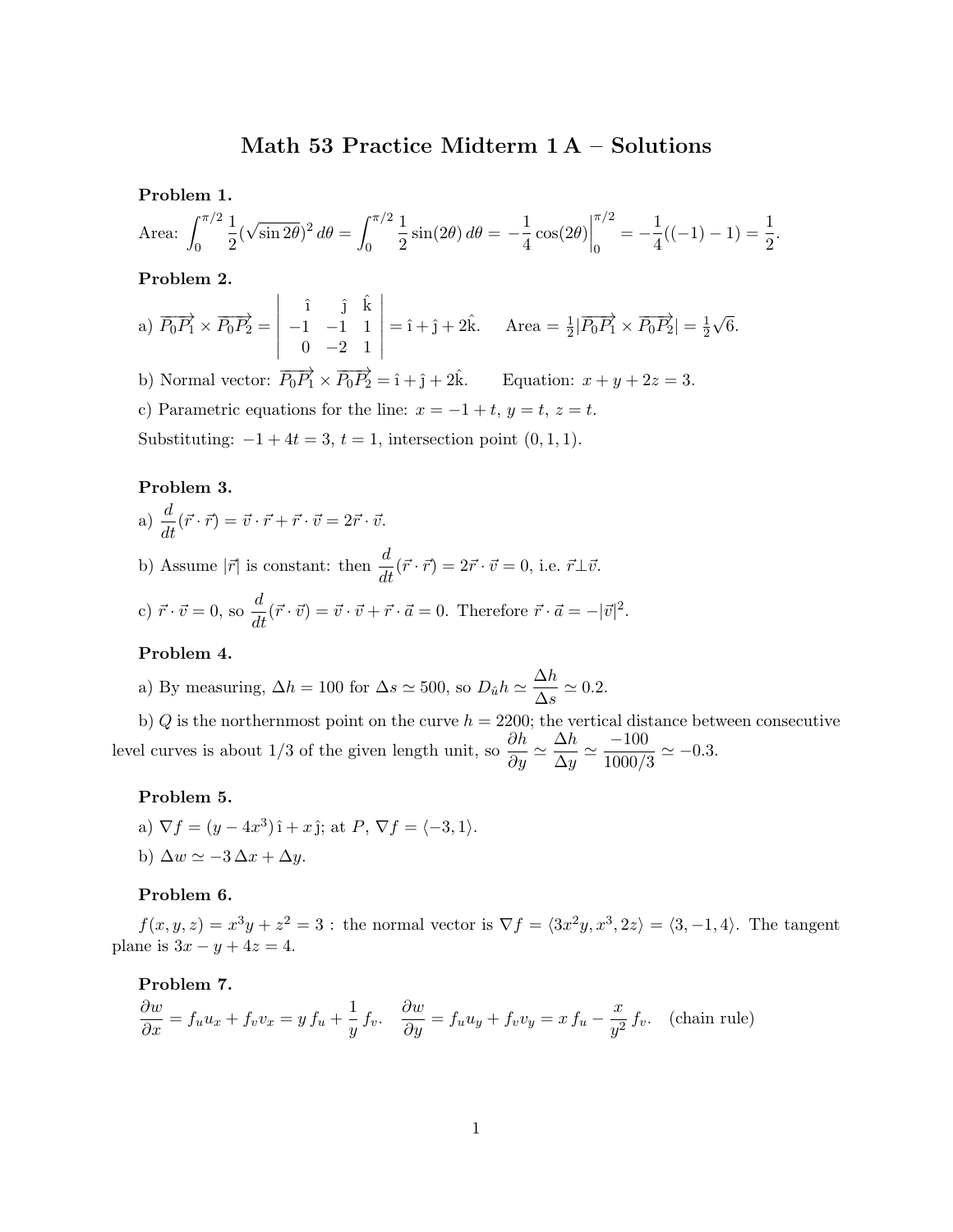# Math 53 Practice Midterm 1 A – Solutions

**Problem 1.**

Area: $\displaystyle\int_0^{\pi/2} \frac{1}{2}(\sqrt{\sin 2\theta})^2\, d\theta = \int_0^{\pi/2} \frac{1}{2}\sin(2\theta)\, d\theta = -\frac{1}{4}\cos(2\theta)\Big|_0^{\pi/2} = -\frac{1}{4}((-1)-1) = \frac{1}{2}.$

**Problem 2.**

a) $\overrightarrow{P_0P_1} \times \overrightarrow{P_0P_2} = \begin{vmatrix} \hat{\imath} & \hat{\jmath} & \hat{k} \\ -1 & -1 & 1 \\ 0 & -2 & 1 \end{vmatrix} = \hat{\imath} + \hat{\jmath} + 2\hat{k}.$ Area $= \frac{1}{2}|\overrightarrow{P_0P_1} \times \overrightarrow{P_0P_2}| = \frac{1}{2}\sqrt{6}.$

b) Normal vector: $\overrightarrow{P_0P_1} \times \overrightarrow{P_0P_2} = \hat{\imath} + \hat{\jmath} + 2\hat{k}.$ Equation: $x + y + 2z = 3$.

c) Parametric equations for the line: $x = -1 + t$, $y = t$, $z = t$.

Substituting: $-1 + 4t = 3$, $t = 1$, intersection point $(0, 1, 1)$.

**Problem 3.**

a) $\dfrac{d}{dt}(\vec{r} \cdot \vec{r}) = \vec{v} \cdot \vec{r} + \vec{r} \cdot \vec{v} = 2\vec{r} \cdot \vec{v}.$

b) Assume $|\vec{r}|$ is constant: then $\dfrac{d}{dt}(\vec{r} \cdot \vec{r}) = 2\vec{r} \cdot \vec{v} = 0$, i.e. $\vec{r} \perp \vec{v}$.

c) $\vec{r} \cdot \vec{v} = 0$, so $\dfrac{d}{dt}(\vec{r} \cdot \vec{v}) = \vec{v} \cdot \vec{v} + \vec{r} \cdot \vec{a} = 0$. Therefore $\vec{r} \cdot \vec{a} = -|\vec{v}|^2$.

**Problem 4.**

a) By measuring, $\Delta h = 100$ for $\Delta s \simeq 500$, so $D_{\hat{u}}h \simeq \dfrac{\Delta h}{\Delta s} \simeq 0.2$.

b) $Q$ is the northernmost point on the curve $h = 2200$; the vertical distance between consecutive level curves is about 1/3 of the given length unit, so $\dfrac{\partial h}{\partial y} \simeq \dfrac{\Delta h}{\Delta y} \simeq \dfrac{-100}{1000/3} \simeq -0.3$.

**Problem 5.**

a) $\nabla f = (y - 4x^3)\,\hat{\imath} + x\,\hat{\jmath}$; at $P$, $\nabla f = \langle -3, 1 \rangle$.

b) $\Delta w \simeq -3\,\Delta x + \Delta y$.

**Problem 6.**

$f(x, y, z) = x^3 y + z^2 = 3$ : the normal vector is $\nabla f = \langle 3x^2 y, x^3, 2z \rangle = \langle 3, -1, 4 \rangle$. The tangent plane is $3x - y + 4z = 4$.

**Problem 7.**

$\dfrac{\partial w}{\partial x} = f_u u_x + f_v v_x = y\, f_u + \dfrac{1}{y}\, f_v.$ $\dfrac{\partial w}{\partial y} = f_u u_y + f_v v_y = x\, f_u - \dfrac{x}{y^2}\, f_v.$ (chain rule)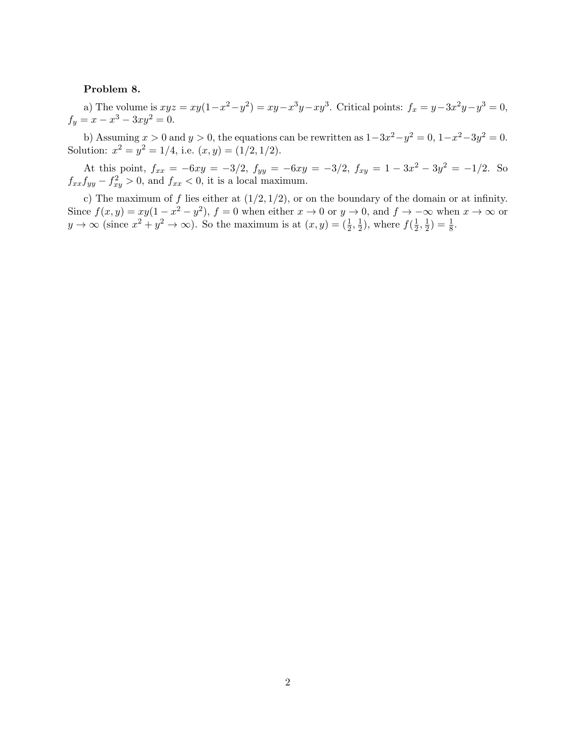**Problem 8.**

a) The volume is $xyz = xy(1-x^2-y^2) = xy - x^3y - xy^3$. Critical points: $f_x = y - 3x^2y - y^3 = 0$, $f_y = x - x^3 - 3xy^2 = 0$.

b) Assuming $x > 0$ and $y > 0$, the equations can be rewritten as $1-3x^2-y^2 = 0$, $1-x^2-3y^2 = 0$. Solution: $x^2 = y^2 = 1/4$, i.e. $(x, y) = (1/2, 1/2)$.

At this point, $f_{xx} = -6xy = -3/2$, $f_{yy} = -6xy = -3/2$, $f_{xy} = 1 - 3x^2 - 3y^2 = -1/2$. So $f_{xx}f_{yy} - f_{xy}^2 > 0$, and $f_{xx} < 0$, it is a local maximum.

c) The maximum of $f$ lies either at $(1/2, 1/2)$, or on the boundary of the domain or at infinity. Since $f(x, y) = xy(1 - x^2 - y^2)$, $f = 0$ when either $x \to 0$ or $y \to 0$, and $f \to -\infty$ when $x \to \infty$ or $y \to \infty$ (since $x^2 + y^2 \to \infty$). So the maximum is at $(x, y) = (\frac{1}{2}, \frac{1}{2})$, where $f(\frac{1}{2}, \frac{1}{2}) = \frac{1}{8}$.